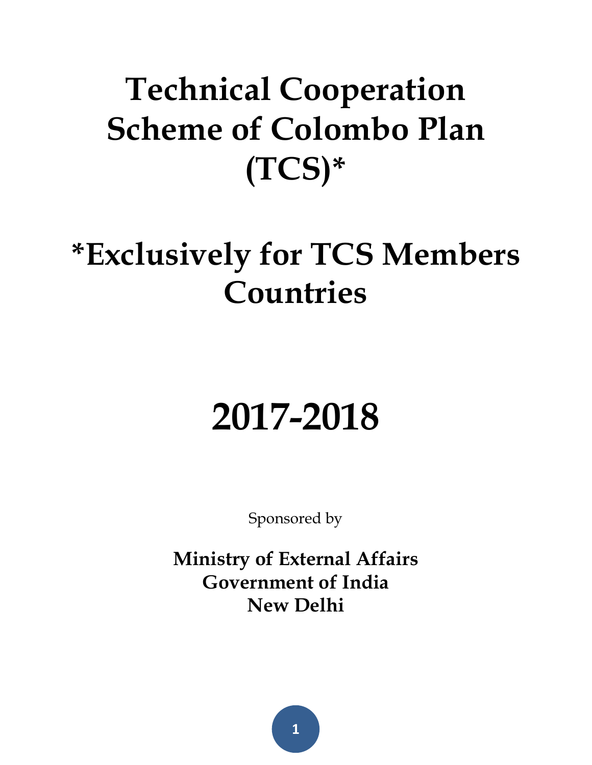# Technical Cooperation Scheme of Colombo Plan (TCS)*

## *Exclusively for TCS Members Countries

# 2017-2018

Sponsored by

**Ministry of External Affairs**
**Government of India**
**New Delhi**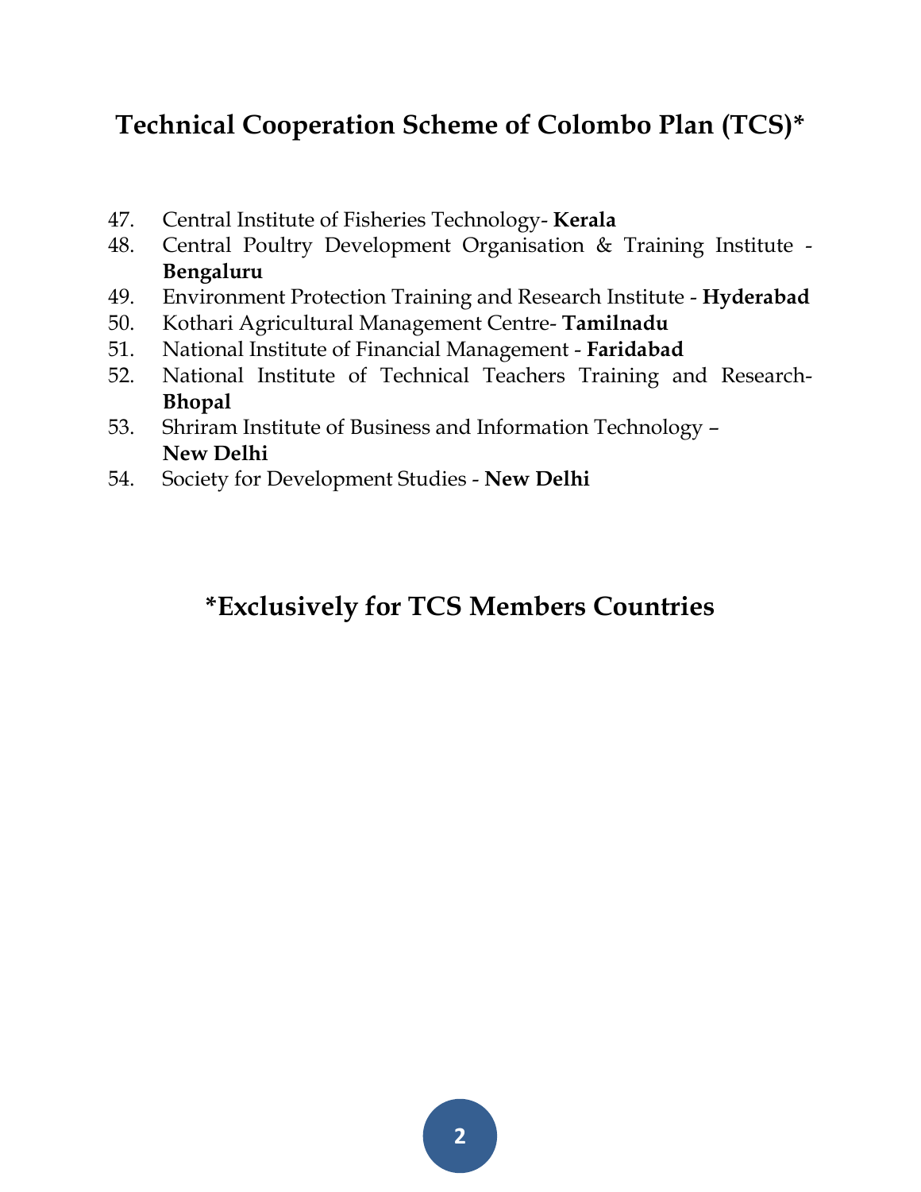## Technical Cooperation Scheme of Colombo Plan (TCS)*

47. Central Institute of Fisheries Technology- **Kerala**
48. Central Poultry Development Organisation & Training Institute - **Bengaluru**
49. Environment Protection Training and Research Institute - **Hyderabad**
50. Kothari Agricultural Management Centre- **Tamilnadu**
51. National Institute of Financial Management - **Faridabad**
52. National Institute of Technical Teachers Training and Research- **Bhopal**
53. Shriram Institute of Business and Information Technology – **New Delhi**
54. Society for Development Studies - **New Delhi**

**\*Exclusively for TCS Members Countries**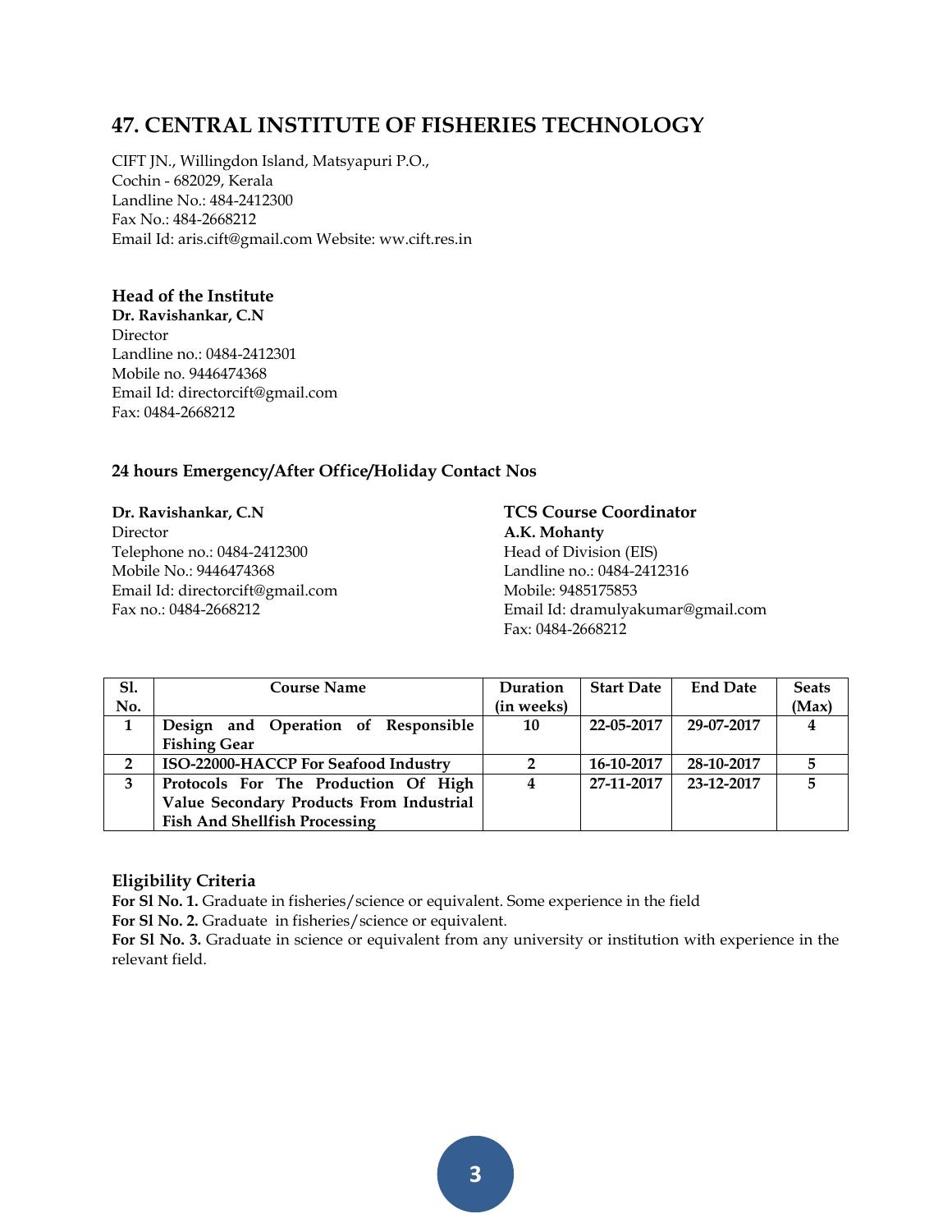## 47. CENTRAL INSTITUTE OF FISHERIES TECHNOLOGY

CIFT JN., Willingdon Island, Matsyapuri P.O.,
Cochin - 682029, Kerala
Landline No.: 484-2412300
Fax No.: 484-2668212
Email Id: aris.cift@gmail.com Website: ww.cift.res.in

### Head of the Institute

**Dr. Ravishankar, C.N**
Director
Landline no.: 0484-2412301
Mobile no. 9446474368
Email Id: directorcift@gmail.com
Fax: 0484-2668212

### 24 hours Emergency/After Office/Holiday Contact Nos

**Dr. Ravishankar, C.N**
Director
Telephone no.: 0484-2412300
Mobile No.: 9446474368
Email Id: directorcift@gmail.com
Fax no.: 0484-2668212

### TCS Course Coordinator

**A.K. Mohanty**
Head of Division (EIS)
Landline no.: 0484-2412316
Mobile: 9485175853
Email Id: dramulyakumar@gmail.com
Fax: 0484-2668212

| Sl. No. | Course Name | Duration (in weeks) | Start Date | End Date | Seats (Max) |
|---|---|---|---|---|---|
| **1** | **Design and Operation of Responsible Fishing Gear** | **10** | **22-05-2017** | **29-07-2017** | **4** |
| **2** | **ISO-22000-HACCP For Seafood Industry** | **2** | **16-10-2017** | **28-10-2017** | **5** |
| **3** | **Protocols For The Production Of High Value Secondary Products From Industrial Fish And Shellfish Processing** | **4** | **27-11-2017** | **23-12-2017** | **5** |

### Eligibility Criteria

**For Sl No. 1.** Graduate in fisheries/science or equivalent. Some experience in the field
**For Sl No. 2.** Graduate in fisheries/science or equivalent.
**For Sl No. 3.** Graduate in science or equivalent from any university or institution with experience in the relevant field.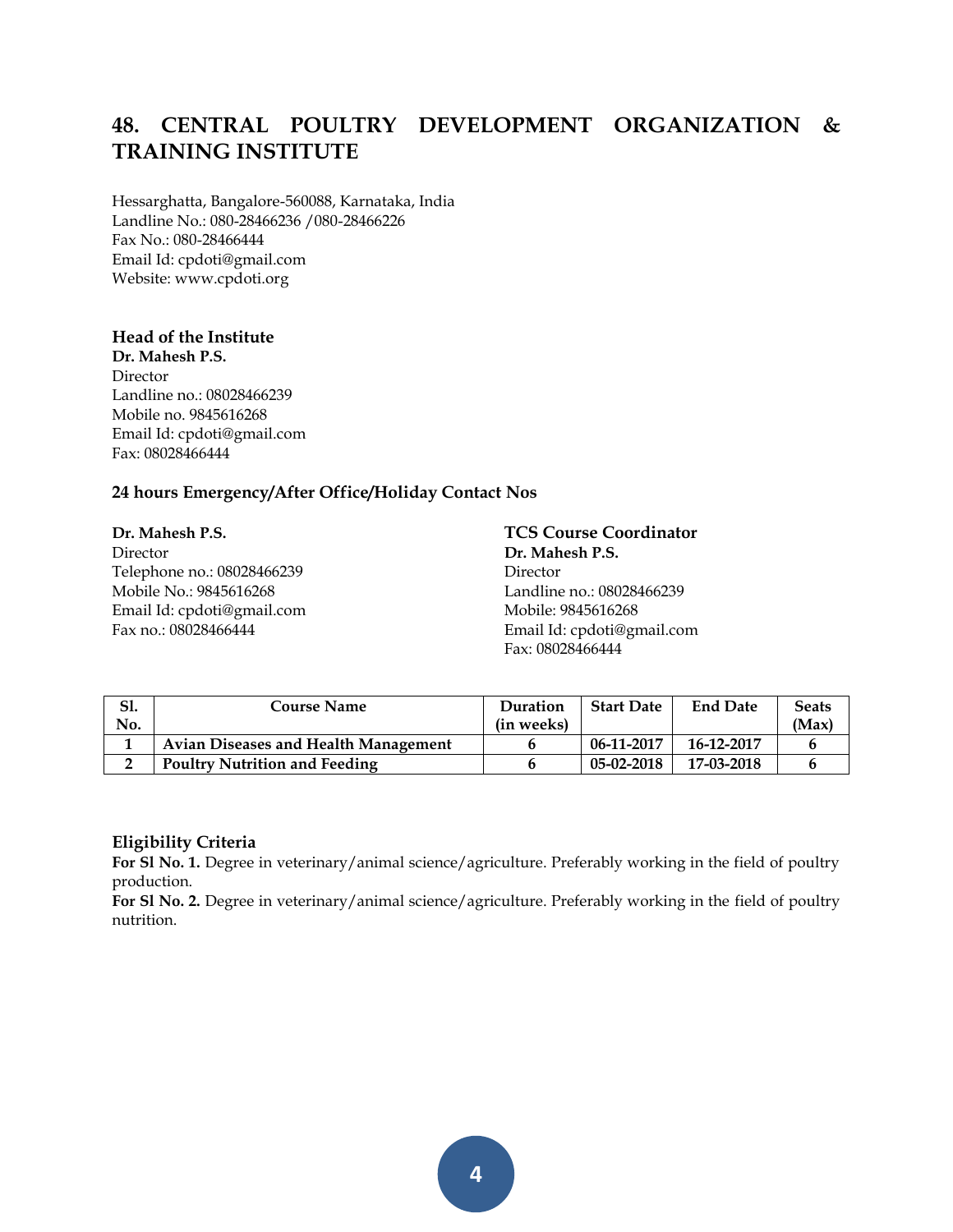## 48. CENTRAL POULTRY DEVELOPMENT ORGANIZATION & TRAINING INSTITUTE

Hessarghatta, Bangalore-560088, Karnataka, India
Landline No.: 080-28466236 /080-28466226
Fax No.: 080-28466444
Email Id: cpdoti@gmail.com
Website: www.cpdoti.org

### Head of the Institute

**Dr. Mahesh P.S.**
Director
Landline no.: 08028466239
Mobile no. 9845616268
Email Id: cpdoti@gmail.com
Fax: 08028466444

### 24 hours Emergency/After Office/Holiday Contact Nos

**Dr. Mahesh P.S.**
Director
Telephone no.: 08028466239
Mobile No.: 9845616268
Email Id: cpdoti@gmail.com
Fax no.: 08028466444

### TCS Course Coordinator

**Dr. Mahesh P.S.**
Director
Landline no.: 08028466239
Mobile: 9845616268
Email Id: cpdoti@gmail.com
Fax: 08028466444

| Sl. No. | Course Name | Duration (in weeks) | Start Date | End Date | Seats (Max) |
|---|---|---|---|---|---|
| 1 | Avian Diseases and Health Management | 6 | 06-11-2017 | 16-12-2017 | 6 |
| 2 | Poultry Nutrition and Feeding | 6 | 05-02-2018 | 17-03-2018 | 6 |

### Eligibility Criteria

**For Sl No. 1.** Degree in veterinary/animal science/agriculture. Preferably working in the field of poultry production.

**For Sl No. 2.** Degree in veterinary/animal science/agriculture. Preferably working in the field of poultry nutrition.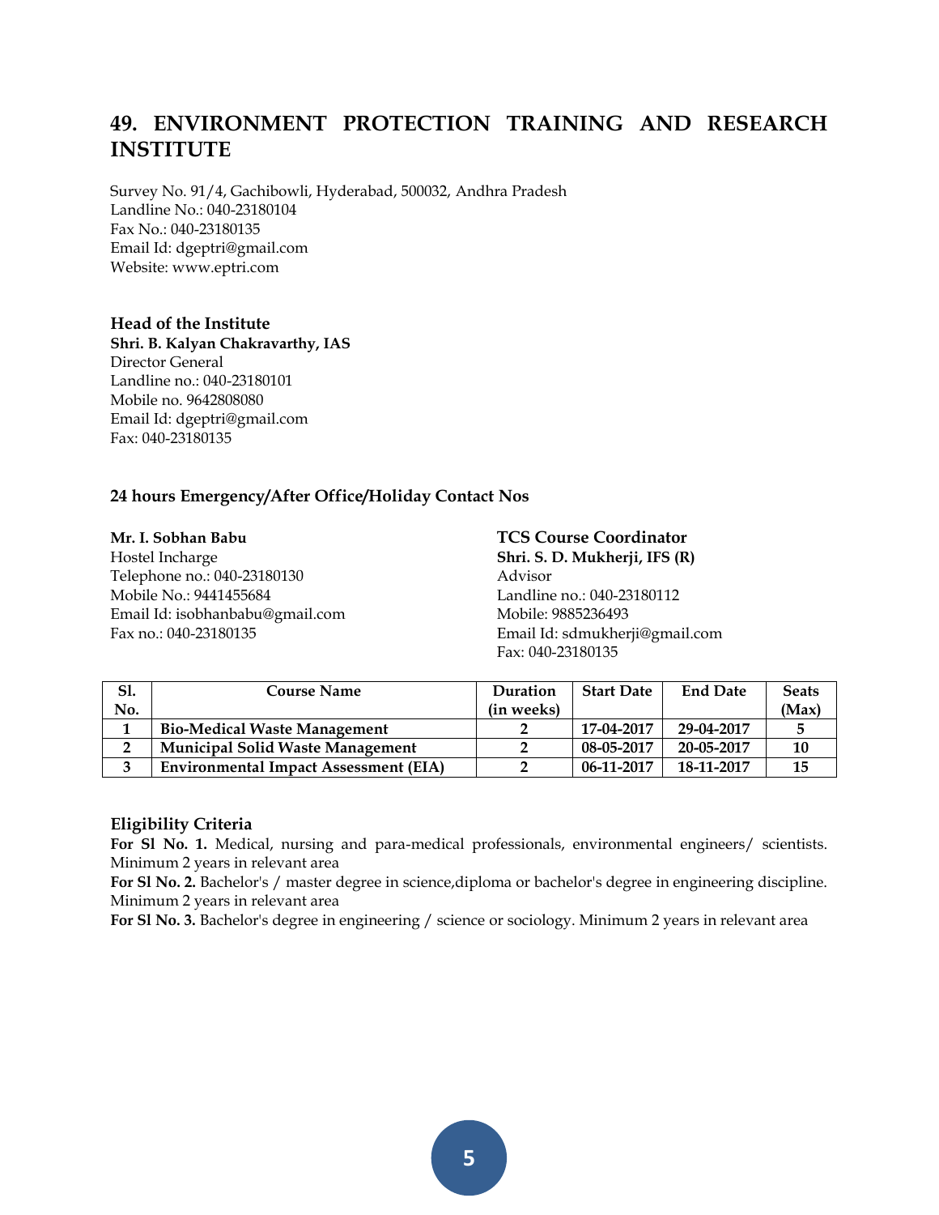## 49. ENVIRONMENT PROTECTION TRAINING AND RESEARCH INSTITUTE

Survey No. 91/4, Gachibowli, Hyderabad, 500032, Andhra Pradesh
Landline No.: 040-23180104
Fax No.: 040-23180135
Email Id: dgeptri@gmail.com
Website: www.eptri.com

**Head of the Institute**
**Shri. B. Kalyan Chakravarthy, IAS**
Director General
Landline no.: 040-23180101
Mobile no. 9642808080
Email Id: dgeptri@gmail.com
Fax: 040-23180135

**24 hours Emergency/After Office/Holiday Contact Nos**

**Mr. I. Sobhan Babu**
Hostel Incharge
Telephone no.: 040-23180130
Mobile No.: 9441455684
Email Id: isobhanbabu@gmail.com
Fax no.: 040-23180135

**TCS Course Coordinator**
**Shri. S. D. Mukherji, IFS (R)**
Advisor
Landline no.: 040-23180112
Mobile: 9885236493
Email Id: sdmukherji@gmail.com
Fax: 040-23180135

| Sl. No. | Course Name | Duration (in weeks) | Start Date | End Date | Seats (Max) |
|---|---|---|---|---|---|
| 1 | **Bio-Medical Waste Management** | 2 | 17-04-2017 | 29-04-2017 | 5 |
| 2 | **Municipal Solid Waste Management** | 2 | 08-05-2017 | 20-05-2017 | 10 |
| 3 | **Environmental Impact Assessment (EIA)** | 2 | 06-11-2017 | 18-11-2017 | 15 |

**Eligibility Criteria**

**For Sl No. 1.** Medical, nursing and para-medical professionals, environmental engineers/ scientists. Minimum 2 years in relevant area

**For Sl No. 2.** Bachelor's / master degree in science,diploma or bachelor's degree in engineering discipline. Minimum 2 years in relevant area

**For Sl No. 3.** Bachelor's degree in engineering / science or sociology. Minimum 2 years in relevant area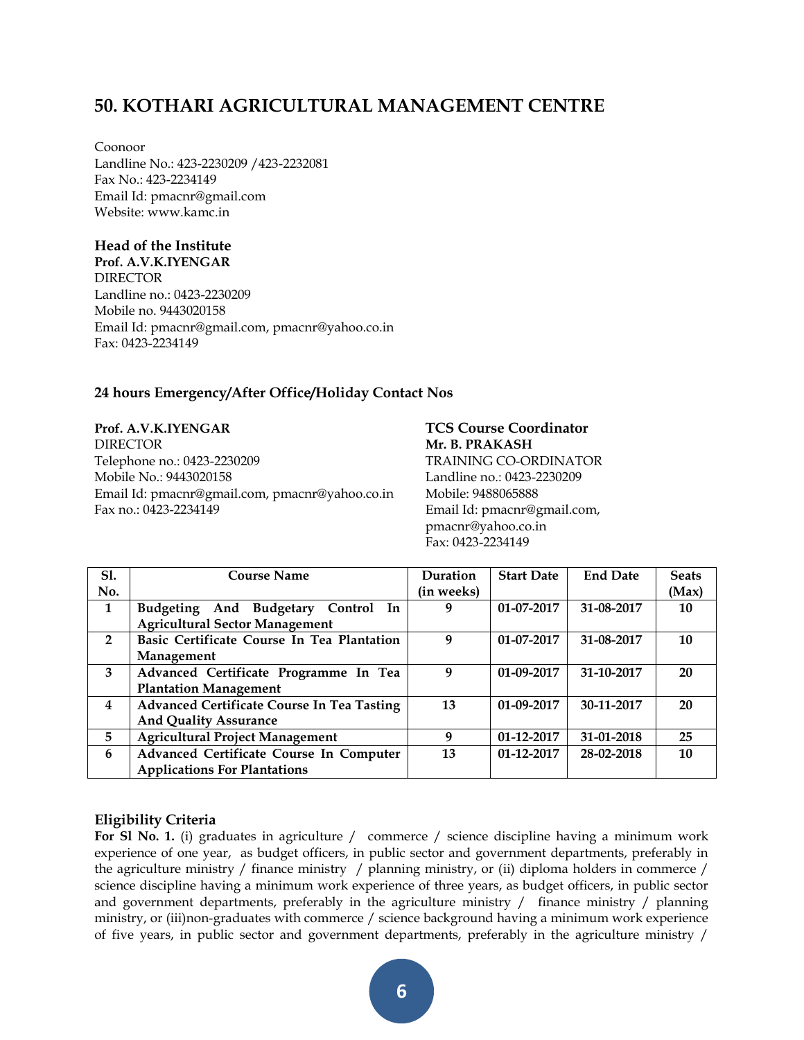## 50. KOTHARI AGRICULTURAL MANAGEMENT CENTRE

Coonoor
Landline No.: 423-2230209 /423-2232081
Fax No.: 423-2234149
Email Id: pmacnr@gmail.com
Website: www.kamc.in

**Head of the Institute**
**Prof. A.V.K.IYENGAR**
DIRECTOR
Landline no.: 0423-2230209
Mobile no. 9443020158
Email Id: pmacnr@gmail.com, pmacnr@yahoo.co.in
Fax: 0423-2234149

**24 hours Emergency/After Office/Holiday Contact Nos**

**Prof. A.V.K.IYENGAR**
DIRECTOR
Telephone no.: 0423-2230209
Mobile No.: 9443020158
Email Id: pmacnr@gmail.com, pmacnr@yahoo.co.in
Fax no.: 0423-2234149

**TCS Course Coordinator**
**Mr. B. PRAKASH**
TRAINING CO-ORDINATOR
Landline no.: 0423-2230209
Mobile: 9488065888
Email Id: pmacnr@gmail.com, pmacnr@yahoo.co.in
Fax: 0423-2234149

| Sl. No. | Course Name | Duration (in weeks) | Start Date | End Date | Seats (Max) |
|---|---|---|---|---|---|
| 1 | Budgeting And Budgetary Control In Agricultural Sector Management | 9 | 01-07-2017 | 31-08-2017 | 10 |
| 2 | Basic Certificate Course In Tea Plantation Management | 9 | 01-07-2017 | 31-08-2017 | 10 |
| 3 | Advanced Certificate Programme In Tea Plantation Management | 9 | 01-09-2017 | 31-10-2017 | 20 |
| 4 | Advanced Certificate Course In Tea Tasting And Quality Assurance | 13 | 01-09-2017 | 30-11-2017 | 20 |
| 5 | Agricultural Project Management | 9 | 01-12-2017 | 31-01-2018 | 25 |
| 6 | Advanced Certificate Course In Computer Applications For Plantations | 13 | 01-12-2017 | 28-02-2018 | 10 |

**Eligibility Criteria**
**For Sl No. 1.** (i) graduates in agriculture / commerce / science discipline having a minimum work experience of one year, as budget officers, in public sector and government departments, preferably in the agriculture ministry / finance ministry / planning ministry, or (ii) diploma holders in commerce / science discipline having a minimum work experience of three years, as budget officers, in public sector and government departments, preferably in the agriculture ministry / finance ministry / planning ministry, or (iii)non-graduates with commerce / science background having a minimum work experience of five years, in public sector and government departments, preferably in the agriculture ministry /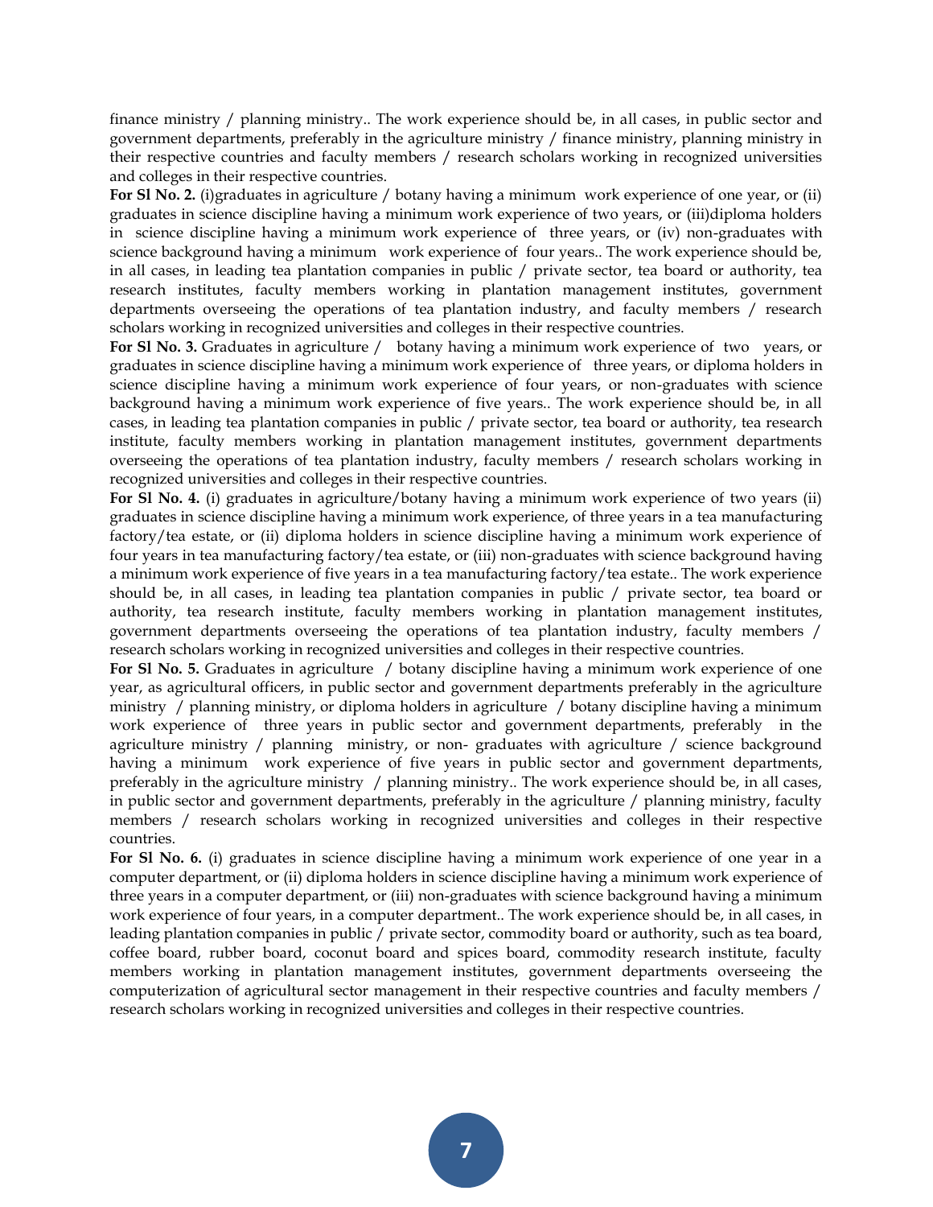finance ministry / planning ministry.. The work experience should be, in all cases, in public sector and government departments, preferably in the agriculture ministry / finance ministry, planning ministry in their respective countries and faculty members / research scholars working in recognized universities and colleges in their respective countries.

**For Sl No. 2.** (i)graduates in agriculture / botany having a minimum work experience of one year, or (ii) graduates in science discipline having a minimum work experience of two years, or (iii)diploma holders in science discipline having a minimum work experience of three years, or (iv) non-graduates with science background having a minimum work experience of four years.. The work experience should be, in all cases, in leading tea plantation companies in public / private sector, tea board or authority, tea research institutes, faculty members working in plantation management institutes, government departments overseeing the operations of tea plantation industry, and faculty members / research scholars working in recognized universities and colleges in their respective countries.

**For Sl No. 3.** Graduates in agriculture / botany having a minimum work experience of two years, or graduates in science discipline having a minimum work experience of three years, or diploma holders in science discipline having a minimum work experience of four years, or non-graduates with science background having a minimum work experience of five years.. The work experience should be, in all cases, in leading tea plantation companies in public / private sector, tea board or authority, tea research institute, faculty members working in plantation management institutes, government departments overseeing the operations of tea plantation industry, faculty members / research scholars working in recognized universities and colleges in their respective countries.

**For Sl No. 4.** (i) graduates in agriculture/botany having a minimum work experience of two years (ii) graduates in science discipline having a minimum work experience, of three years in a tea manufacturing factory/tea estate, or (ii) diploma holders in science discipline having a minimum work experience of four years in tea manufacturing factory/tea estate, or (iii) non-graduates with science background having a minimum work experience of five years in a tea manufacturing factory/tea estate.. The work experience should be, in all cases, in leading tea plantation companies in public / private sector, tea board or authority, tea research institute, faculty members working in plantation management institutes, government departments overseeing the operations of tea plantation industry, faculty members / research scholars working in recognized universities and colleges in their respective countries.

**For Sl No. 5.** Graduates in agriculture / botany discipline having a minimum work experience of one year, as agricultural officers, in public sector and government departments preferably in the agriculture ministry / planning ministry, or diploma holders in agriculture / botany discipline having a minimum work experience of three years in public sector and government departments, preferably in the agriculture ministry / planning ministry, or non- graduates with agriculture / science background having a minimum work experience of five years in public sector and government departments, preferably in the agriculture ministry / planning ministry.. The work experience should be, in all cases, in public sector and government departments, preferably in the agriculture / planning ministry, faculty members / research scholars working in recognized universities and colleges in their respective countries.

**For Sl No. 6.** (i) graduates in science discipline having a minimum work experience of one year in a computer department, or (ii) diploma holders in science discipline having a minimum work experience of three years in a computer department, or (iii) non-graduates with science background having a minimum work experience of four years, in a computer department.. The work experience should be, in all cases, in leading plantation companies in public / private sector, commodity board or authority, such as tea board, coffee board, rubber board, coconut board and spices board, commodity research institute, faculty members working in plantation management institutes, government departments overseeing the computerization of agricultural sector management in their respective countries and faculty members / research scholars working in recognized universities and colleges in their respective countries.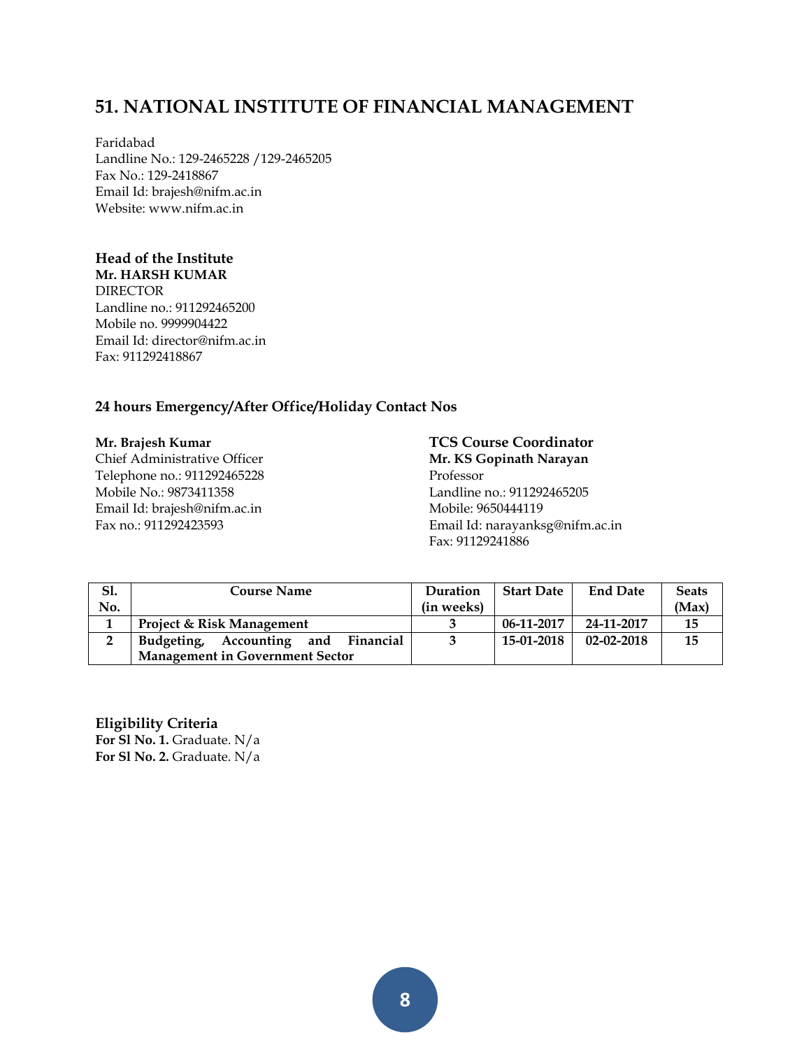## 51. NATIONAL INSTITUTE OF FINANCIAL MANAGEMENT

Faridabad
Landline No.: 129-2465228 /129-2465205
Fax No.: 129-2418867
Email Id: brajesh@nifm.ac.in
Website: www.nifm.ac.in

**Head of the Institute**
**Mr. HARSH KUMAR**
DIRECTOR
Landline no.: 911292465200
Mobile no. 9999904422
Email Id: director@nifm.ac.in
Fax: 911292418867

**24 hours Emergency/After Office/Holiday Contact Nos**

**Mr. Brajesh Kumar**
Chief Administrative Officer
Telephone no.: 911292465228
Mobile No.: 9873411358
Email Id: brajesh@nifm.ac.in
Fax no.: 911292423593

**TCS Course Coordinator**
**Mr. KS Gopinath Narayan**
Professor
Landline no.: 911292465205
Mobile: 9650444119
Email Id: narayanksg@nifm.ac.in
Fax: 91129241886

| Sl. No. | Course Name | Duration (in weeks) | Start Date | End Date | Seats (Max) |
|---|---|---|---|---|---|
| 1 | Project & Risk Management | 3 | 06-11-2017 | 24-11-2017 | 15 |
| 2 | Budgeting, Accounting and Financial Management in Government Sector | 3 | 15-01-2018 | 02-02-2018 | 15 |

**Eligibility Criteria**
**For Sl No. 1.** Graduate. N/a
**For Sl No. 2.** Graduate. N/a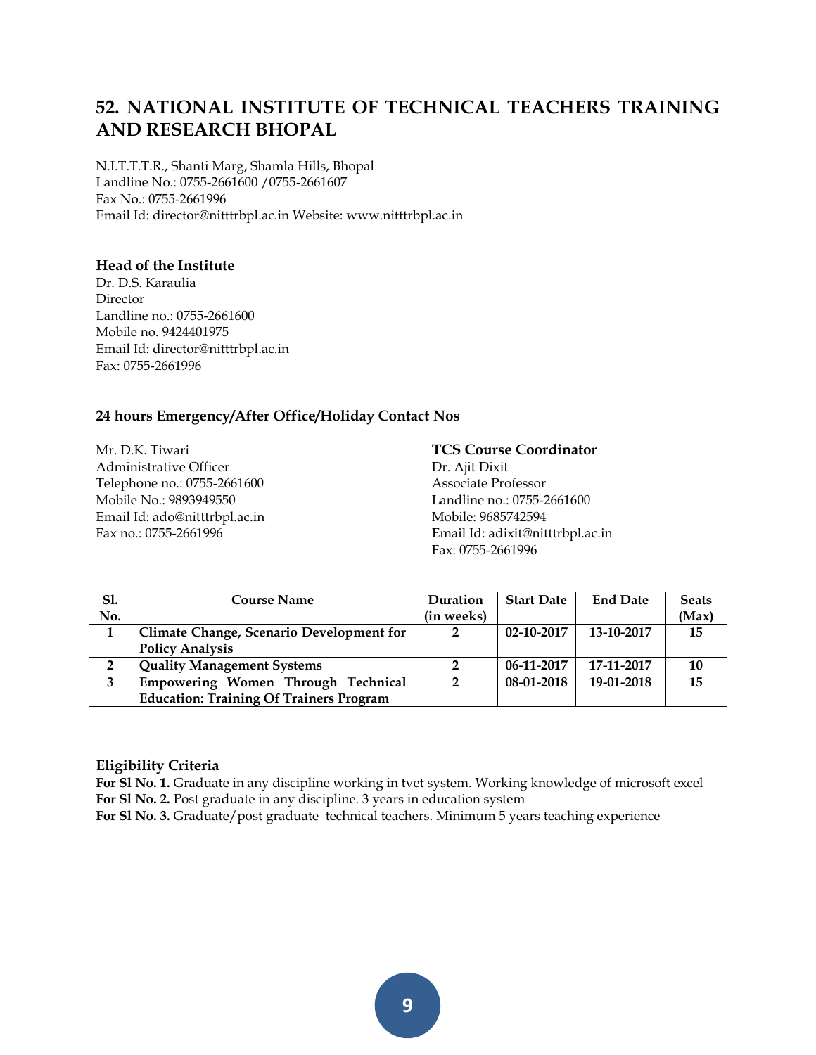## 52. NATIONAL INSTITUTE OF TECHNICAL TEACHERS TRAINING AND RESEARCH BHOPAL

N.I.T.T.T.R., Shanti Marg, Shamla Hills, Bhopal
Landline No.: 0755-2661600 /0755-2661607
Fax No.: 0755-2661996
Email Id: director@nitttrbpl.ac.in Website: www.nitttrbpl.ac.in

**Head of the Institute**
Dr. D.S. Karaulia
Director
Landline no.: 0755-2661600
Mobile no. 9424401975
Email Id: director@nitttrbpl.ac.in
Fax: 0755-2661996

**24 hours Emergency/After Office/Holiday Contact Nos**

Mr. D.K. Tiwari
Administrative Officer
Telephone no.: 0755-2661600
Mobile No.: 9893949550
Email Id: ado@nitttrbpl.ac.in
Fax no.: 0755-2661996

**TCS Course Coordinator**
Dr. Ajit Dixit
Associate Professor
Landline no.: 0755-2661600
Mobile: 9685742594
Email Id: adixit@nitttrbpl.ac.in
Fax: 0755-2661996

| Sl. No. | Course Name | Duration (in weeks) | Start Date | End Date | Seats (Max) |
|---|---|---|---|---|---|
| 1 | **Climate Change, Scenario Development for Policy Analysis** | 2 | 02-10-2017 | 13-10-2017 | 15 |
| 2 | **Quality Management Systems** | 2 | 06-11-2017 | 17-11-2017 | 10 |
| 3 | **Empowering Women Through Technical Education: Training Of Trainers Program** | 2 | 08-01-2018 | 19-01-2018 | 15 |

**Eligibility Criteria**
**For Sl No. 1.** Graduate in any discipline working in tvet system. Working knowledge of microsoft excel
**For Sl No. 2.** Post graduate in any discipline. 3 years in education system
**For Sl No. 3.** Graduate/post graduate technical teachers. Minimum 5 years teaching experience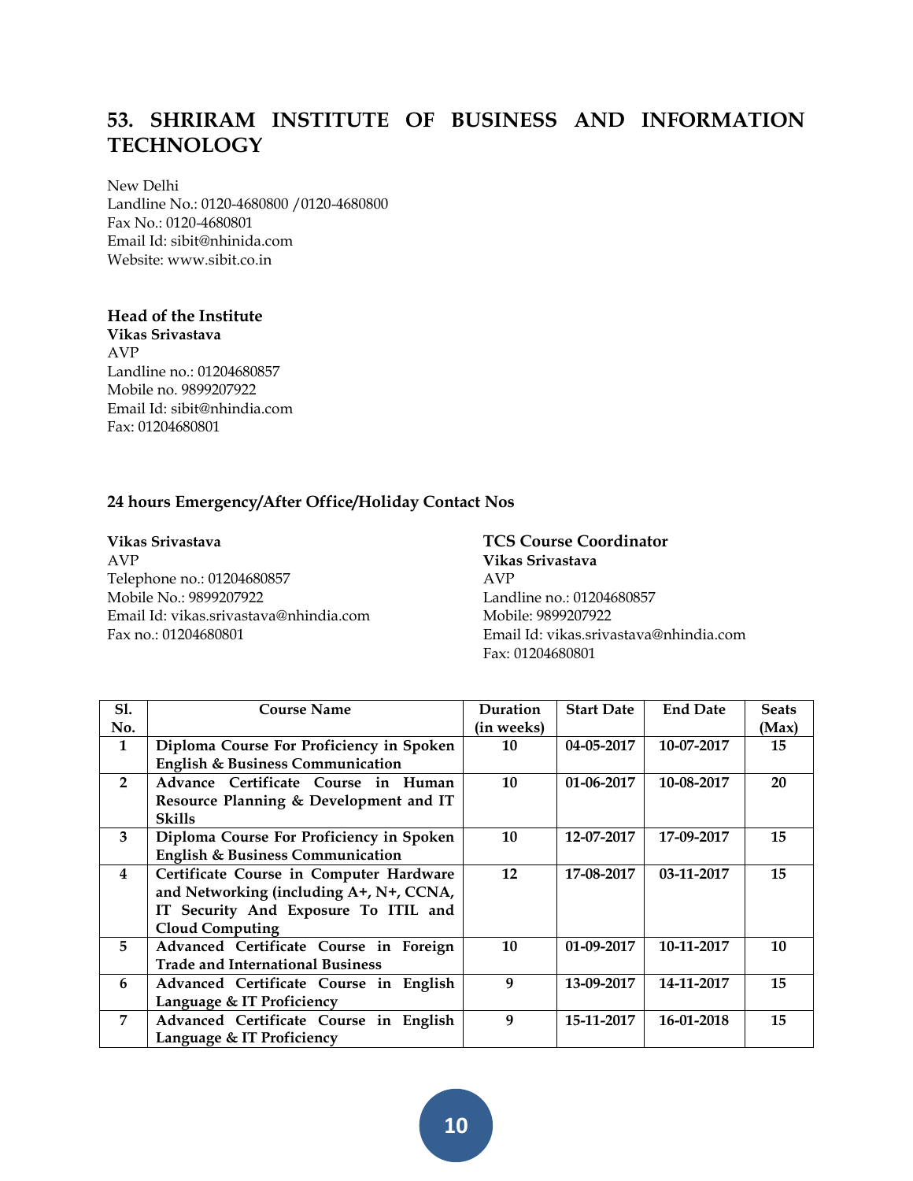## 53. SHRIRAM INSTITUTE OF BUSINESS AND INFORMATION TECHNOLOGY

New Delhi
Landline No.: 0120-4680800 /0120-4680800
Fax No.: 0120-4680801
Email Id: sibit@nhinida.com
Website: www.sibit.co.in

### Head of the Institute

**Vikas Srivastava**
AVP
Landline no.: 01204680857
Mobile no. 9899207922
Email Id: sibit@nhindia.com
Fax: 01204680801

### 24 hours Emergency/After Office/Holiday Contact Nos

**Vikas Srivastava**
AVP
Telephone no.: 01204680857
Mobile No.: 9899207922
Email Id: vikas.srivastava@nhindia.com
Fax no.: 01204680801

**TCS Course Coordinator**
**Vikas Srivastava**
AVP
Landline no.: 01204680857
Mobile: 9899207922
Email Id: vikas.srivastava@nhindia.com
Fax: 01204680801

| Sl. No. | Course Name | Duration (in weeks) | Start Date | End Date | Seats (Max) |
|---|---|---|---|---|---|
| 1 | Diploma Course For Proficiency in Spoken English & Business Communication | 10 | 04-05-2017 | 10-07-2017 | 15 |
| 2 | Advance Certificate Course in Human Resource Planning & Development and IT Skills | 10 | 01-06-2017 | 10-08-2017 | 20 |
| 3 | Diploma Course For Proficiency in Spoken English & Business Communication | 10 | 12-07-2017 | 17-09-2017 | 15 |
| 4 | Certificate Course in Computer Hardware and Networking (including A+, N+, CCNA, IT Security And Exposure To ITIL and Cloud Computing | 12 | 17-08-2017 | 03-11-2017 | 15 |
| 5 | Advanced Certificate Course in Foreign Trade and International Business | 10 | 01-09-2017 | 10-11-2017 | 10 |
| 6 | Advanced Certificate Course in English Language & IT Proficiency | 9 | 13-09-2017 | 14-11-2017 | 15 |
| 7 | Advanced Certificate Course in English Language & IT Proficiency | 9 | 15-11-2017 | 16-01-2018 | 15 |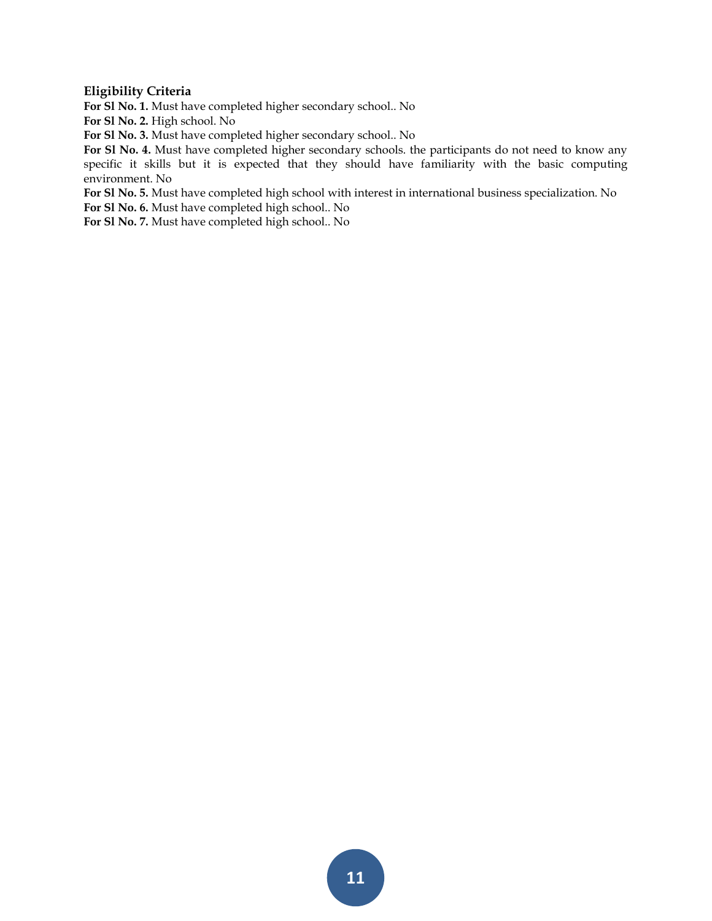**Eligibility Criteria**

**For Sl No. 1.** Must have completed higher secondary school.. No

**For Sl No. 2.** High school. No

**For Sl No. 3.** Must have completed higher secondary school.. No

**For Sl No. 4.** Must have completed higher secondary schools. the participants do not need to know any specific it skills but it is expected that they should have familiarity with the basic computing environment. No

**For Sl No. 5.** Must have completed high school with interest in international business specialization. No

**For Sl No. 6.** Must have completed high school.. No

**For Sl No. 7.** Must have completed high school.. No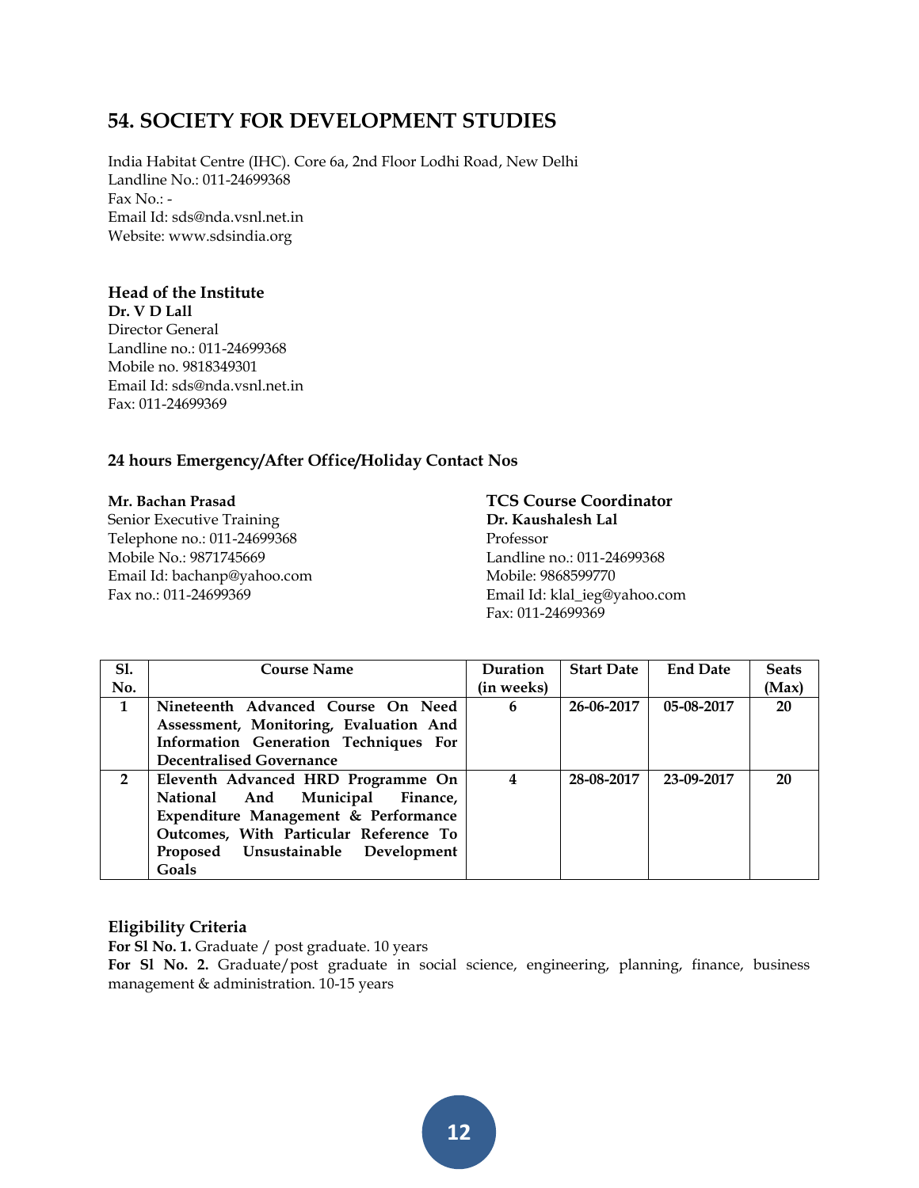## 54. SOCIETY FOR DEVELOPMENT STUDIES

India Habitat Centre (IHC). Core 6a, 2nd Floor Lodhi Road, New Delhi
Landline No.: 011-24699368
Fax No.: -
Email Id: sds@nda.vsnl.net.in
Website: www.sdsindia.org

### Head of the Institute

**Dr. V D Lall**
Director General
Landline no.: 011-24699368
Mobile no. 9818349301
Email Id: sds@nda.vsnl.net.in
Fax: 011-24699369

### 24 hours Emergency/After Office/Holiday Contact Nos

**Mr. Bachan Prasad**
Senior Executive Training
Telephone no.: 011-24699368
Mobile No.: 9871745669
Email Id: bachanp@yahoo.com
Fax no.: 011-24699369

**TCS Course Coordinator**
**Dr. Kaushalesh Lal**
Professor
Landline no.: 011-24699368
Mobile: 9868599770
Email Id: klal_ieg@yahoo.com
Fax: 011-24699369

| Sl. No. | Course Name | Duration (in weeks) | Start Date | End Date | Seats (Max) |
|---|---|---|---|---|---|
| **1** | **Nineteenth Advanced Course On Need Assessment, Monitoring, Evaluation And Information Generation Techniques For Decentralised Governance** | **6** | **26-06-2017** | **05-08-2017** | **20** |
| **2** | **Eleventh Advanced HRD Programme On National And Municipal Finance, Expenditure Management & Performance Outcomes, With Particular Reference To Proposed Unsustainable Development Goals** | **4** | **28-08-2017** | **23-09-2017** | **20** |

### Eligibility Criteria

**For Sl No. 1.** Graduate / post graduate. 10 years
**For Sl No. 2.** Graduate/post graduate in social science, engineering, planning, finance, business management & administration. 10-15 years